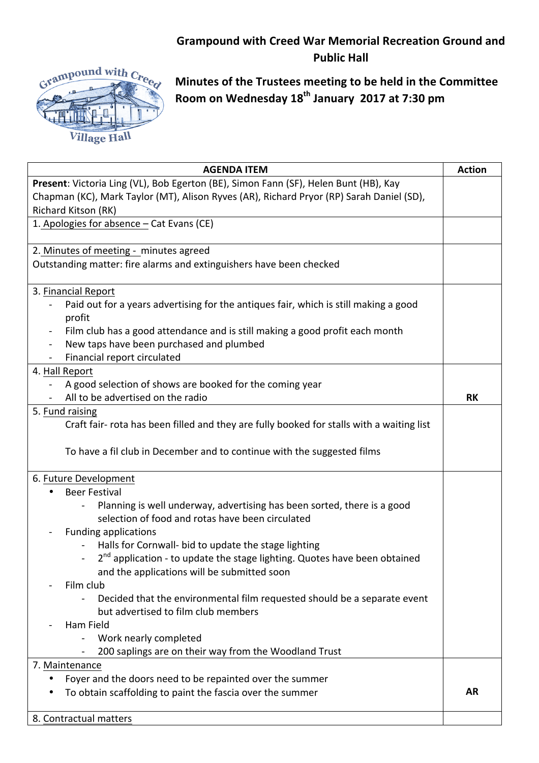# Grampound with Creed War Memorial Recreation Ground and Public Hall

## Minutes of the Trustees meeting to be held in the Committee Room on Wednesday 18th January 2017 at 7:30 pm

| AGENDA ITEM | Action |
| --- | --- |
| **Present**: Victoria Ling (VL), Bob Egerton (BE), Simon Fann (SF), Helen Bunt (HB), Kay Chapman (KC), Mark Taylor (MT), Alison Ryves (AR), Richard Pryor (RP) Sarah Daniel (SD), Richard Kitson (RK) | |
| 1. Apologies for absence – Cat Evans (CE) | |
| 2. Minutes of meeting - minutes agreed<br>Outstanding matter: fire alarms and extinguishers have been checked | |
| 3. Financial Report<br>- Paid out for a years advertising for the antiques fair, which is still making a good profit<br>- Film club has a good attendance and is still making a good profit each month<br>- New taps have been purchased and plumbed<br>- Financial report circulated | |
| 4. Hall Report<br>- A good selection of shows are booked for the coming year<br>- All to be advertised on the radio | **RK** |
| 5. Fund raising<br>Craft fair- rota has been filled and they are fully booked for stalls with a waiting list<br><br>To have a fil club in December and to continue with the suggested films | |
| 6. Future Development<br>• Beer Festival<br>- Planning is well underway, advertising has been sorted, there is a good selection of food and rotas have been circulated<br>- Funding applications<br>- Halls for Cornwall- bid to update the stage lighting<br>- 2nd application - to update the stage lighting. Quotes have been obtained and the applications will be submitted soon<br>- Film club<br>- Decided that the environmental film requested should be a separate event but advertised to film club members<br>- Ham Field<br>- Work nearly completed<br>- 200 saplings are on their way from the Woodland Trust | |
| 7. Maintenance<br>• Foyer and the doors need to be repainted over the summer<br>• To obtain scaffolding to paint the fascia over the summer | **AR** |
| 8. Contractual matters | |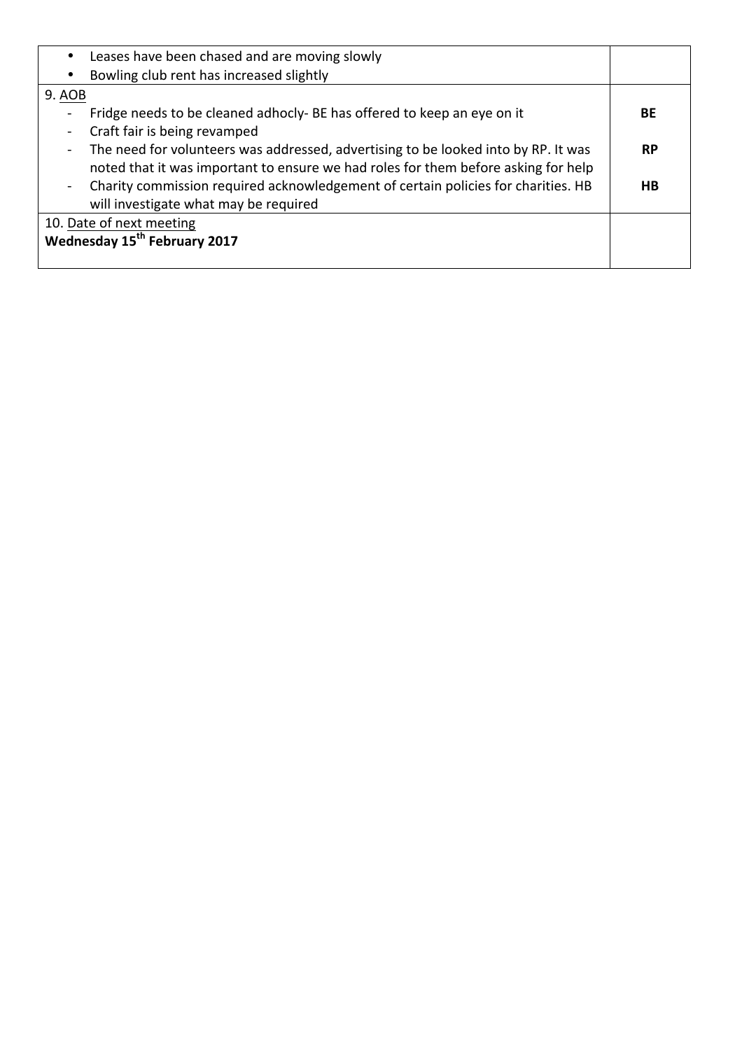| | |
|---|---|
| • Leases have been chased and are moving slowly<br>• Bowling club rent has increased slightly | |
| 9. <u>AOB</u><br>- Fridge needs to be cleaned adhocly- BE has offered to keep an eye on it<br>- Craft fair is being revamped<br>- The need for volunteers was addressed, advertising to be looked into by RP. It was noted that it was important to ensure we had roles for them before asking for help<br>- Charity commission required acknowledgement of certain policies for charities. HB will investigate what may be required | **BE**<br><br>**RP**<br><br>**HB** |
| 10. <u>Date of next meeting</u><br>**Wednesday 15th February 2017** | |